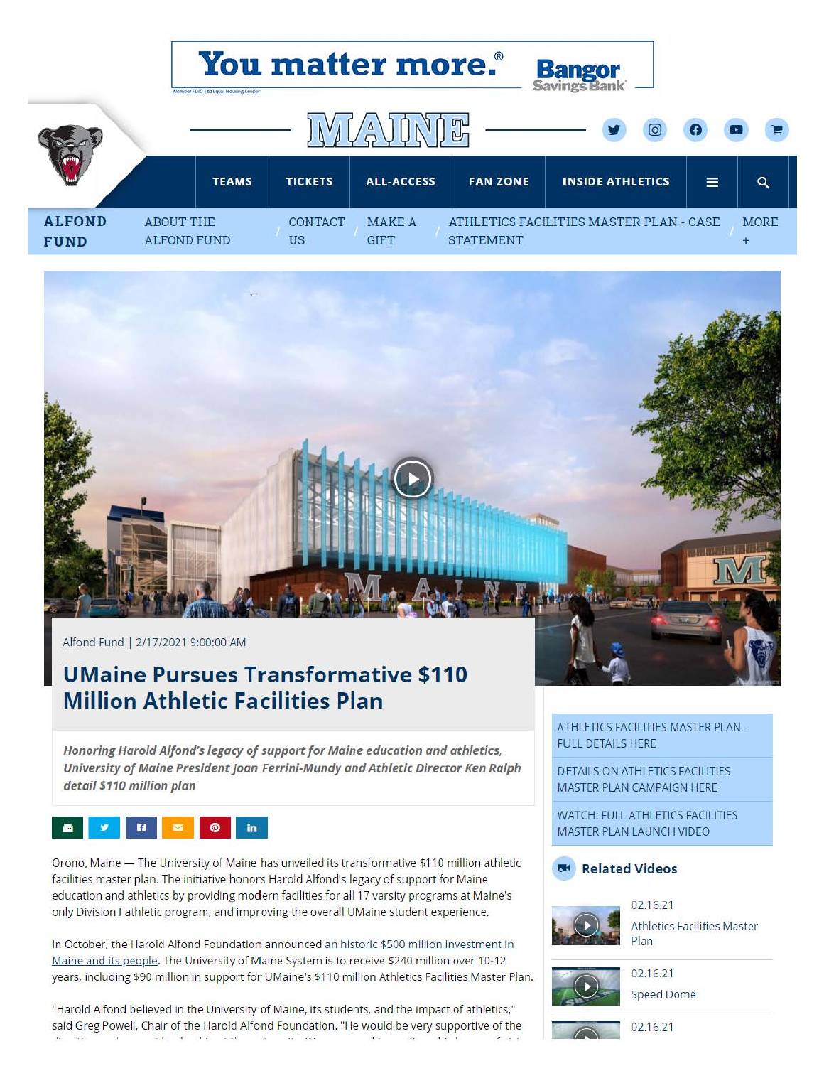You matter more.® Bangor Savings Bank

Member FDIC | Equal Housing Lender

MAINE

TEAMS | TICKETS | ALL-ACCESS | FAN ZONE | INSIDE ATHLETICS

**ALFOND FUND** | ABOUT THE ALFOND FUND / CONTACT US / MAKE A GIFT / ATHLETICS FACILITIES MASTER PLAN - CASE STATEMENT / MORE +

Alfond Fund | 2/17/2021 9:00:00 AM

# UMaine Pursues Transformative $110 Million Athletic Facilities Plan

***Honoring Harold Alfond's legacy of support for Maine education and athletics, University of Maine President Joan Ferrini-Mundy and Athletic Director Ken Ralph detail $110 million plan***

Orono, Maine — The University of Maine has unveiled its transformative $110 million athletic facilities master plan. The initiative honors Harold Alfond's legacy of support for Maine education and athletics by providing modern facilities for all 17 varsity programs at Maine's only Division I athletic program, and improving the overall UMaine student experience.

In October, the Harold Alfond Foundation announced an historic $500 million investment in Maine and its people. The University of Maine System is to receive $240 million over 10-12 years, including $90 million in support for UMaine's $110 million Athletics Facilities Master Plan.

"Harold Alfond believed in the University of Maine, its students, and the impact of athletics," said Greg Powell, Chair of the Harold Alfond Foundation. "He would be very supportive of the

ATHLETICS FACILITIES MASTER PLAN - FULL DETAILS HERE

DETAILS ON ATHLETICS FACILITIES MASTER PLAN CAMPAIGN HERE

WATCH: FULL ATHLETICS FACILITIES MASTER PLAN LAUNCH VIDEO

**Related Videos**

02.16.21
Athletics Facilities Master Plan

02.16.21
Speed Dome

02.16.21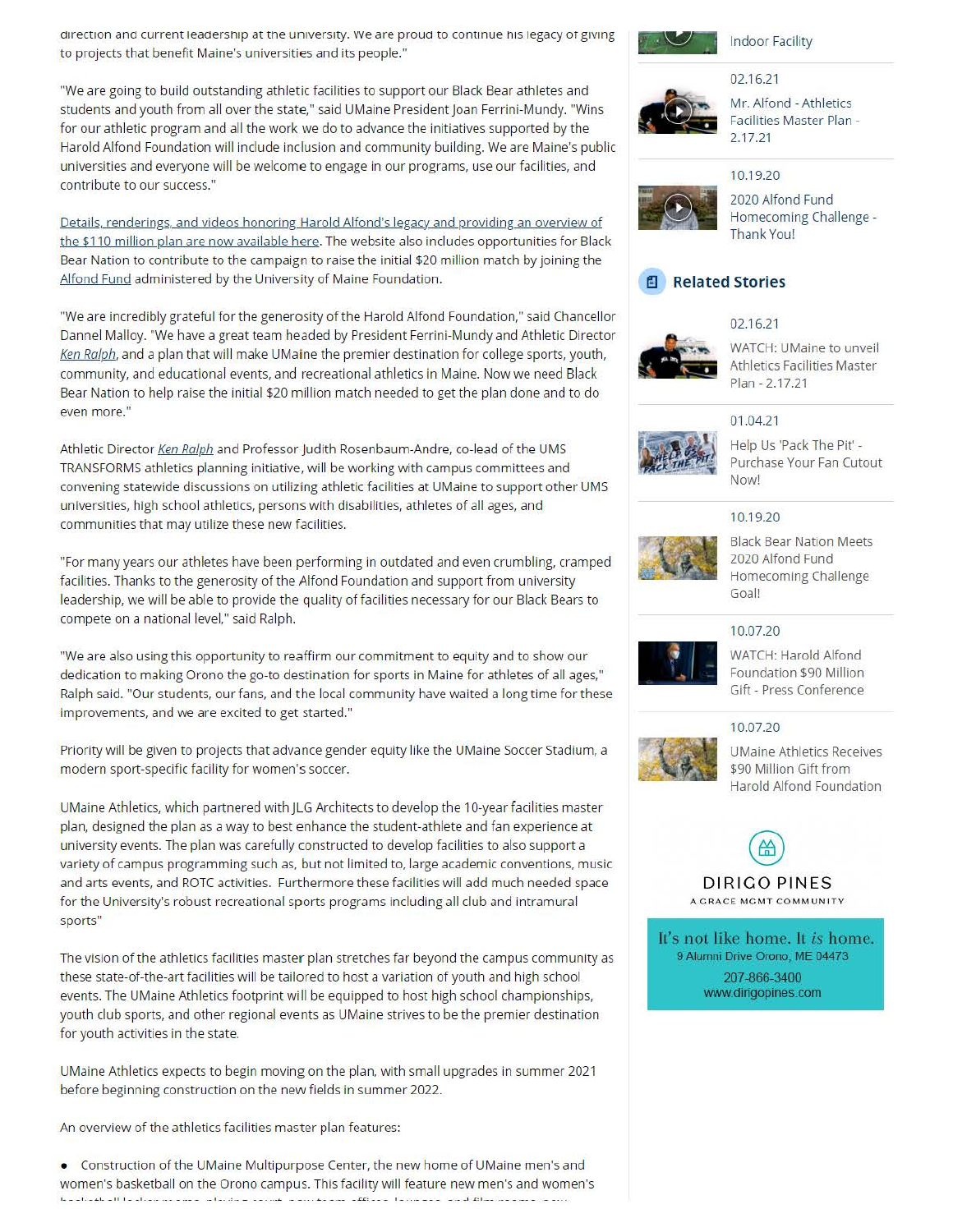direction and current leadership at the university. We are proud to continue his legacy of giving to projects that benefit Maine's universities and its people."

"We are going to build outstanding athletic facilities to support our Black Bear athletes and students and youth from all over the state," said UMaine President Joan Ferrini-Mundy. "Wins for our athletic program and all the work we do to advance the initiatives supported by the Harold Alfond Foundation will include inclusion and community building. We are Maine's public universities and everyone will be welcome to engage in our programs, use our facilities, and contribute to our success."

Details, renderings, and videos honoring Harold Alfond's legacy and providing an overview of the $110 million plan are now available here. The website also includes opportunities for Black Bear Nation to contribute to the campaign to raise the initial $20 million match by joining the Alfond Fund administered by the University of Maine Foundation.

"We are incredibly grateful for the generosity of the Harold Alfond Foundation," said Chancellor Dannel Malloy. "We have a great team headed by President Ferrini-Mundy and Athletic Director *Ken Ralph*, and a plan that will make UMaine the premier destination for college sports, youth, community, and educational events, and recreational athletics in Maine. Now we need Black Bear Nation to help raise the initial $20 million match needed to get the plan done and to do even more."

Athletic Director *Ken Ralph* and Professor Judith Rosenbaum-Andre, co-lead of the UMS TRANSFORMS athletics planning initiative, will be working with campus committees and convening statewide discussions on utilizing athletic facilities at UMaine to support other UMS universities, high school athletics, persons with disabilities, athletes of all ages, and communities that may utilize these new facilities.

"For many years our athletes have been performing in outdated and even crumbling, cramped facilities. Thanks to the generosity of the Alfond Foundation and support from university leadership, we will be able to provide the quality of facilities necessary for our Black Bears to compete on a national level," said Ralph.

"We are also using this opportunity to reaffirm our commitment to equity and to show our dedication to making Orono the go-to destination for sports in Maine for athletes of all ages," Ralph said. "Our students, our fans, and the local community have waited a long time for these improvements, and we are excited to get started."

Priority will be given to projects that advance gender equity like the UMaine Soccer Stadium, a modern sport-specific facility for women's soccer.

UMaine Athletics, which partnered with JLG Architects to develop the 10-year facilities master plan, designed the plan as a way to best enhance the student-athlete and fan experience at university events. The plan was carefully constructed to develop facilities to also support a variety of campus programming such as, but not limited to, large academic conventions, music and arts events, and ROTC activities. Furthermore these facilities will add much needed space for the University's robust recreational sports programs including all club and intramural sports"

The vision of the athletics facilities master plan stretches far beyond the campus community as these state-of-the-art facilities will be tailored to host a variation of youth and high school events. The UMaine Athletics footprint will be equipped to host high school championships, youth club sports, and other regional events as UMaine strives to be the premier destination for youth activities in the state.

UMaine Athletics expects to begin moving on the plan, with small upgrades in summer 2021 before beginning construction on the new fields in summer 2022.

An overview of the athletics facilities master plan features:

- Construction of the UMaine Multipurpose Center, the new home of UMaine men's and women's basketball on the Orono campus. This facility will feature new men's and women's

Indoor Facility

02.16.21
Mr. Alfond - Athletics Facilities Master Plan - 2.17.21

10.19.20
2020 Alfond Fund Homecoming Challenge - Thank You!

## Related Stories

02.16.21
WATCH: UMaine to unveil Athletics Facilities Master Plan - 2.17.21

01.04.21
Help Us 'Pack The Pit' - Purchase Your Fan Cutout Now!

10.19.20
Black Bear Nation Meets 2020 Alfond Fund Homecoming Challenge Goal!

10.07.20
WATCH: Harold Alfond Foundation $90 Million Gift - Press Conference

10.07.20
UMaine Athletics Receives $90 Million Gift from Harold Alfond Foundation

DIRIGO PINES
A GRACE MGMT COMMUNITY

It's not like home. It *is* home.
9 Alumni Drive Orono, ME 04473
207-866-3400
www.dirigopines.com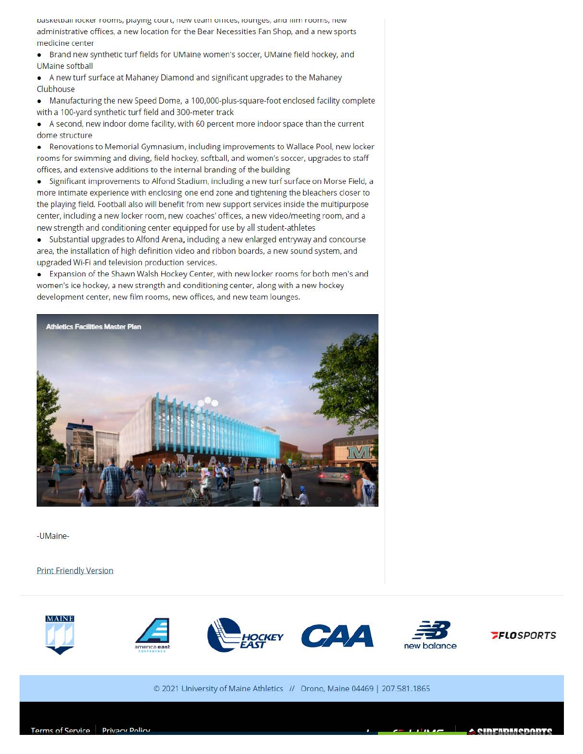basketball locker rooms, playing court, new team offices, lounges, and film rooms, new administrative offices, a new location for the Bear Necessities Fan Shop, and a new sports medicine center

- Brand new synthetic turf fields for UMaine women's soccer, UMaine field hockey, and UMaine softball
- A new turf surface at Mahaney Diamond and significant upgrades to the Mahaney Clubhouse
- Manufacturing the new Speed Dome, a 100,000-plus-square-foot enclosed facility complete with a 100-yard synthetic turf field and 300-meter track
- A second, new indoor dome facility, with 60 percent more indoor space than the current dome structure
- Renovations to Memorial Gymnasium, including improvements to Wallace Pool, new locker rooms for swimming and diving, field hockey, softball, and women's soccer, upgrades to staff offices, and extensive additions to the internal branding of the building
- Significant improvements to Alfond Stadium, including a new turf surface on Morse Field, a more intimate experience with enclosing one end zone and tightening the bleachers closer to the playing field. Football also will benefit from new support services inside the multipurpose center, including a new locker room, new coaches' offices, a new video/meeting room, and a new strength and conditioning center equipped for use by all student-athletes
- Substantial upgrades to Alfond Arena, including a new enlarged entryway and concourse area, the installation of high definition video and ribbon boards, a new sound system, and upgraded Wi-Fi and television production services.
- Expansion of the Shawn Walsh Hockey Center, with new locker rooms for both men's and women's ice hockey, a new strength and conditioning center, along with a new hockey development center, new film rooms, new offices, and new team lounges.

Athletics Facilities Master Plan

-UMaine-

Print Friendly Version

© 2021 University of Maine Athletics // Orono, Maine 04469 | 207.581.1865

Terms of Service | Privacy Policy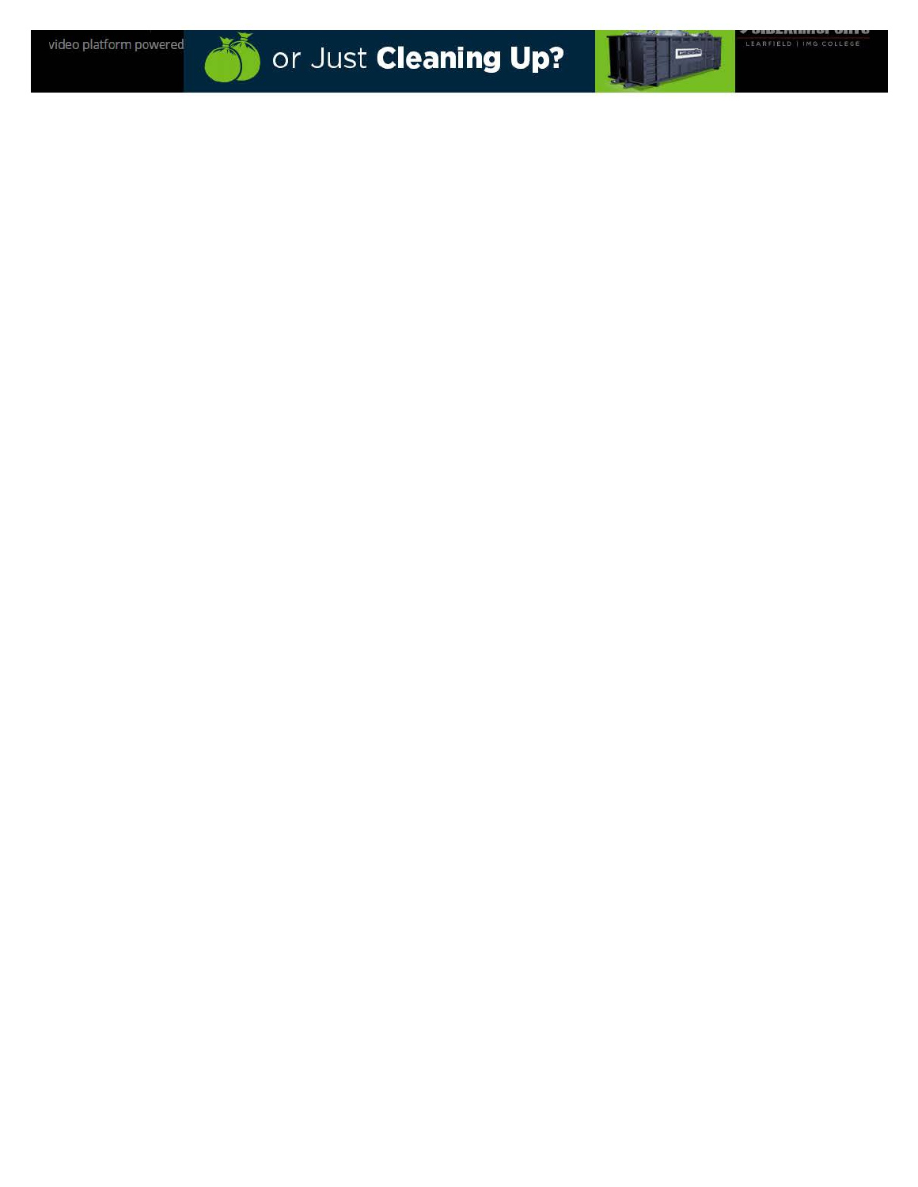video platform powered

or Just **Cleaning Up?**

LEARFIELD | IMG COLLEGE